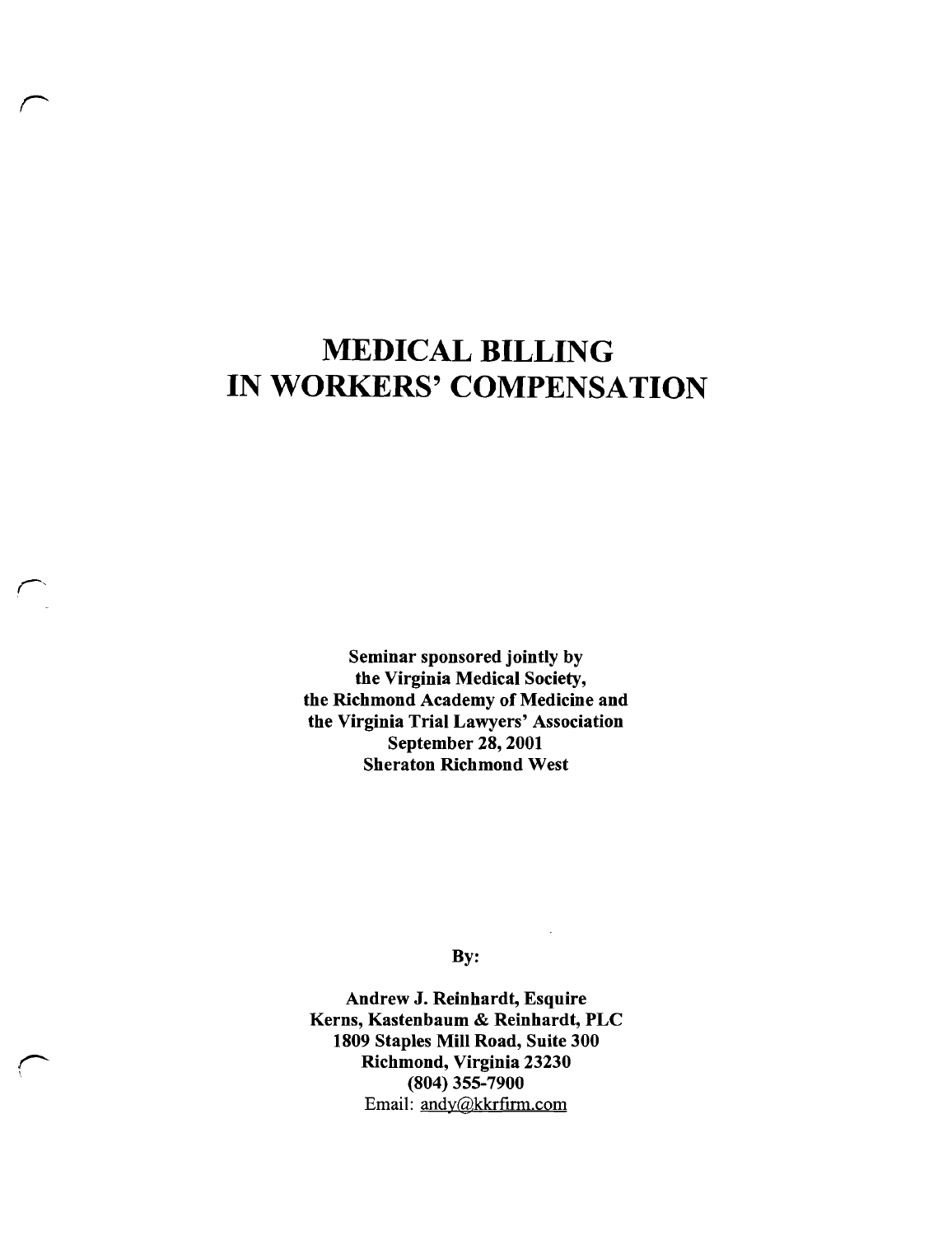# MEDICAL BILLING IN WORKERS' COMPENSATION

**Seminar sponsored jointly by**
**the Virginia Medical Society,**
**the Richmond Academy of Medicine and**
**the Virginia Trial Lawyers' Association**
**September 28, 2001**
**Sheraton Richmond West**

**By:**

**Andrew J. Reinhardt, Esquire**
**Kerns, Kastenbaum & Reinhardt, PLC**
**1809 Staples Mill Road, Suite 300**
**Richmond, Virginia 23230**
**(804) 355-7900**
Email: andy@kkrfirm.com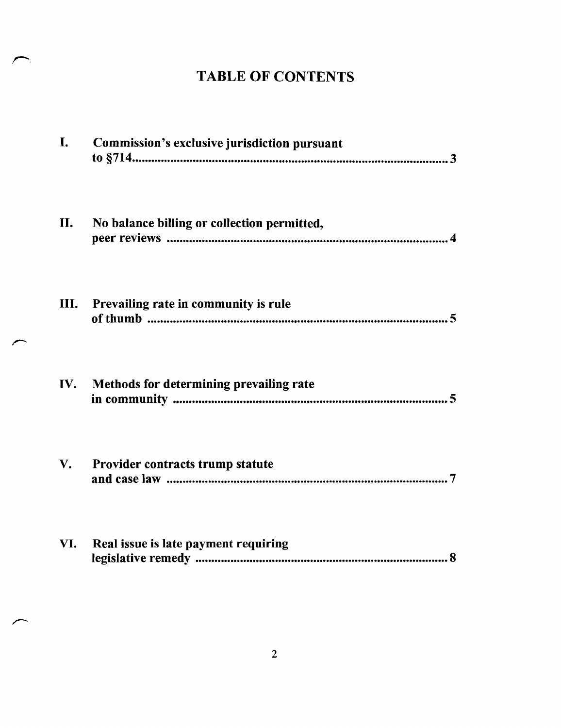# TABLE OF CONTENTS

| | | |
|---|---|---|
| I. | Commission's exclusive jurisdiction pursuant to §714 | 3 |
| II. | No balance billing or collection permitted, peer reviews | 4 |
| III. | Prevailing rate in community is rule of thumb | 5 |
| IV. | Methods for determining prevailing rate in community | 5 |
| V. | Provider contracts trump statute and case law | 7 |
| VI. | Real issue is late payment requiring legislative remedy | 8 |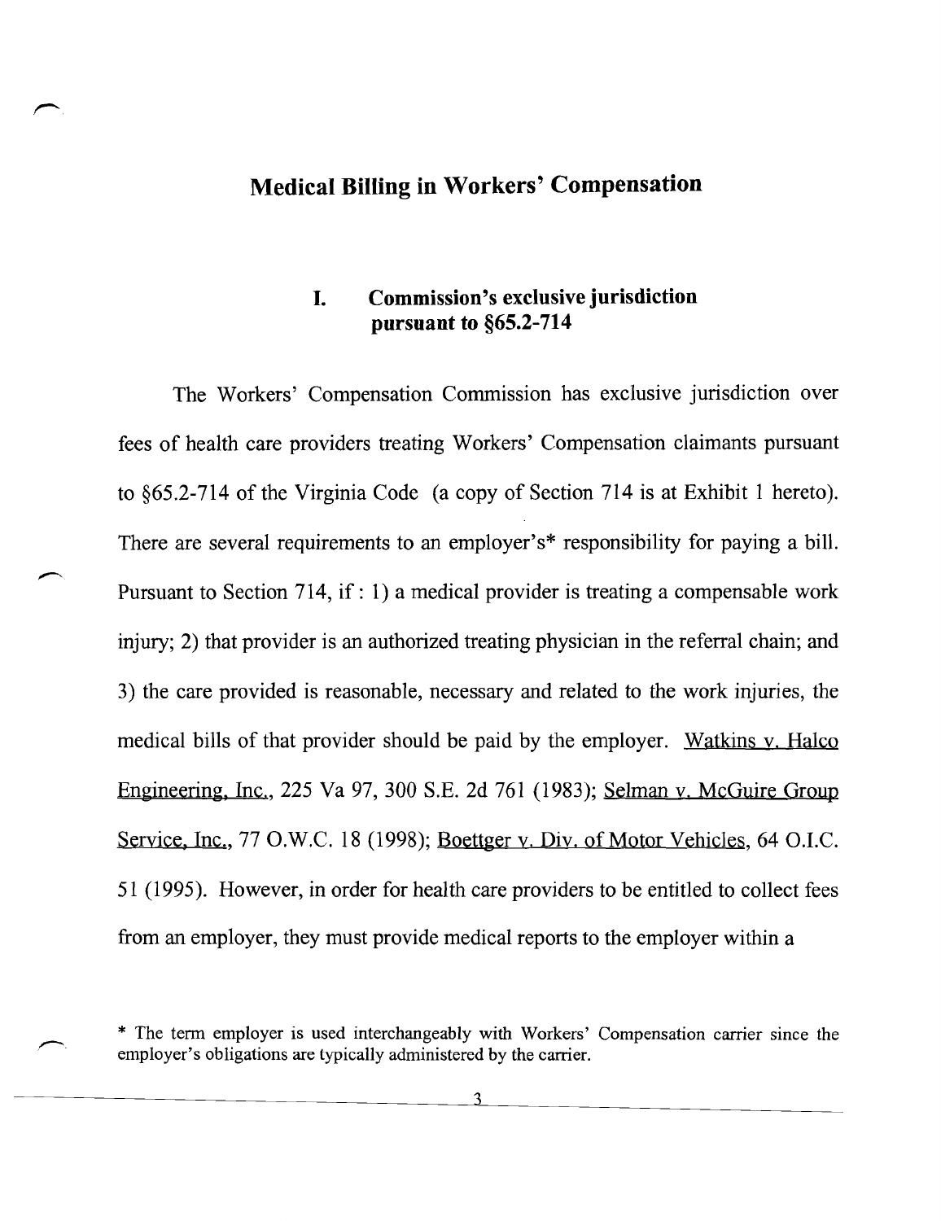## Medical Billing in Workers' Compensation

### I. Commission's exclusive jurisdiction pursuant to §65.2-714

The Workers' Compensation Commission has exclusive jurisdiction over fees of health care providers treating Workers' Compensation claimants pursuant to §65.2-714 of the Virginia Code (a copy of Section 714 is at Exhibit 1 hereto). There are several requirements to an employer's* responsibility for paying a bill. Pursuant to Section 714, if : 1) a medical provider is treating a compensable work injury; 2) that provider is an authorized treating physician in the referral chain; and 3) the care provided is reasonable, necessary and related to the work injuries, the medical bills of that provider should be paid by the employer. Watkins v. Halco Engineering, Inc., 225 Va 97, 300 S.E. 2d 761 (1983); Selman v. McGuire Group Service, Inc., 77 O.W.C. 18 (1998); Boettger v. Div. of Motor Vehicles, 64 O.I.C. 51 (1995). However, in order for health care providers to be entitled to collect fees from an employer, they must provide medical reports to the employer within a

* The term employer is used interchangeably with Workers' Compensation carrier since the employer's obligations are typically administered by the carrier.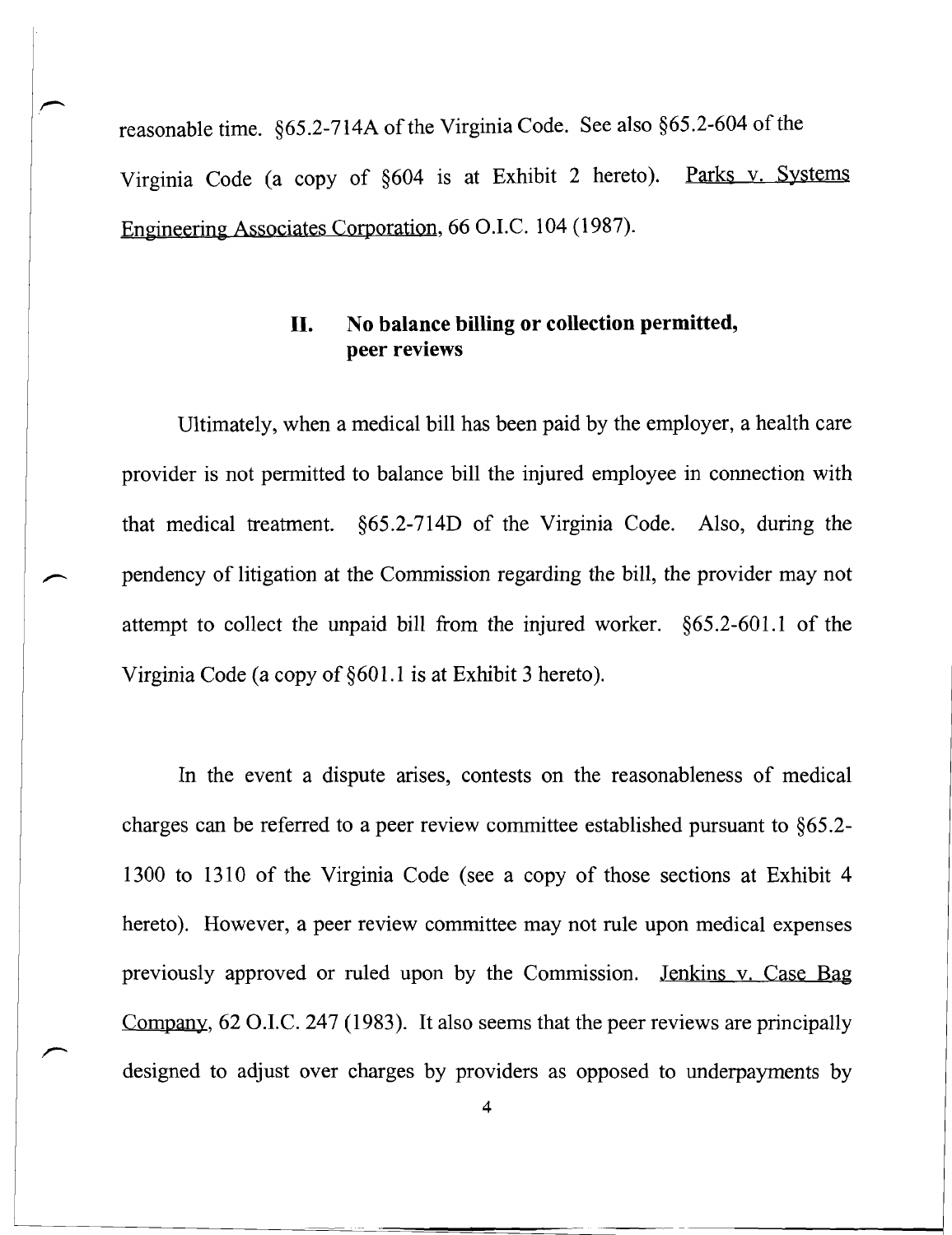reasonable time. §65.2-714A of the Virginia Code. See also §65.2-604 of the Virginia Code (a copy of §604 is at Exhibit 2 hereto). Parks v. Systems Engineering Associates Corporation, 66 O.I.C. 104 (1987).

## II. No balance billing or collection permitted, peer reviews

Ultimately, when a medical bill has been paid by the employer, a health care provider is not permitted to balance bill the injured employee in connection with that medical treatment. §65.2-714D of the Virginia Code. Also, during the pendency of litigation at the Commission regarding the bill, the provider may not attempt to collect the unpaid bill from the injured worker. §65.2-601.1 of the Virginia Code (a copy of §601.1 is at Exhibit 3 hereto).

In the event a dispute arises, contests on the reasonableness of medical charges can be referred to a peer review committee established pursuant to §65.2-1300 to 1310 of the Virginia Code (see a copy of those sections at Exhibit 4 hereto). However, a peer review committee may not rule upon medical expenses previously approved or ruled upon by the Commission. Jenkins v. Case Bag Company, 62 O.I.C. 247 (1983). It also seems that the peer reviews are principally designed to adjust over charges by providers as opposed to underpayments by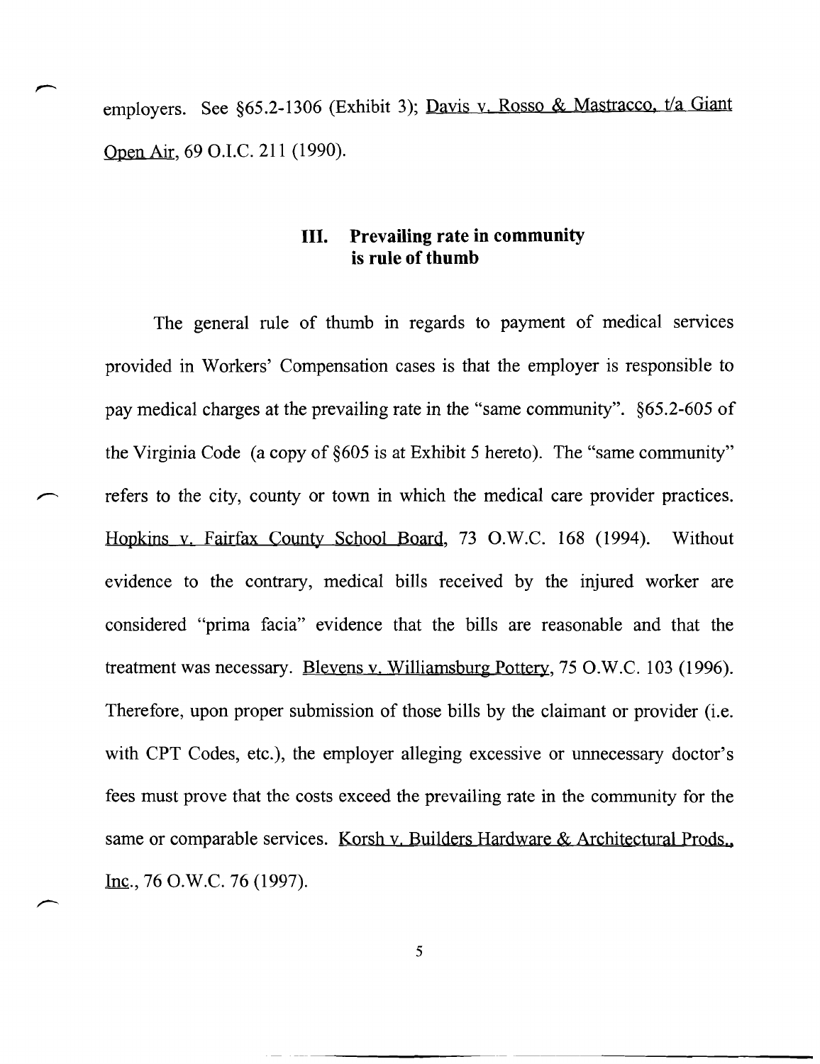employers. See §65.2-1306 (Exhibit 3); Davis v. Rosso & Mastracco, t/a Giant Open Air, 69 O.I.C. 211 (1990).

### III. Prevailing rate in community is rule of thumb

The general rule of thumb in regards to payment of medical services provided in Workers' Compensation cases is that the employer is responsible to pay medical charges at the prevailing rate in the "same community". §65.2-605 of the Virginia Code (a copy of §605 is at Exhibit 5 hereto). The "same community" refers to the city, county or town in which the medical care provider practices. Hopkins v. Fairfax County School Board, 73 O.W.C. 168 (1994). Without evidence to the contrary, medical bills received by the injured worker are considered "prima facia" evidence that the bills are reasonable and that the treatment was necessary. Blevens v. Williamsburg Pottery, 75 O.W.C. 103 (1996). Therefore, upon proper submission of those bills by the claimant or provider (i.e. with CPT Codes, etc.), the employer alleging excessive or unnecessary doctor's fees must prove that the costs exceed the prevailing rate in the community for the same or comparable services. Korsh v. Builders Hardware & Architectural Prods., Inc., 76 O.W.C. 76 (1997).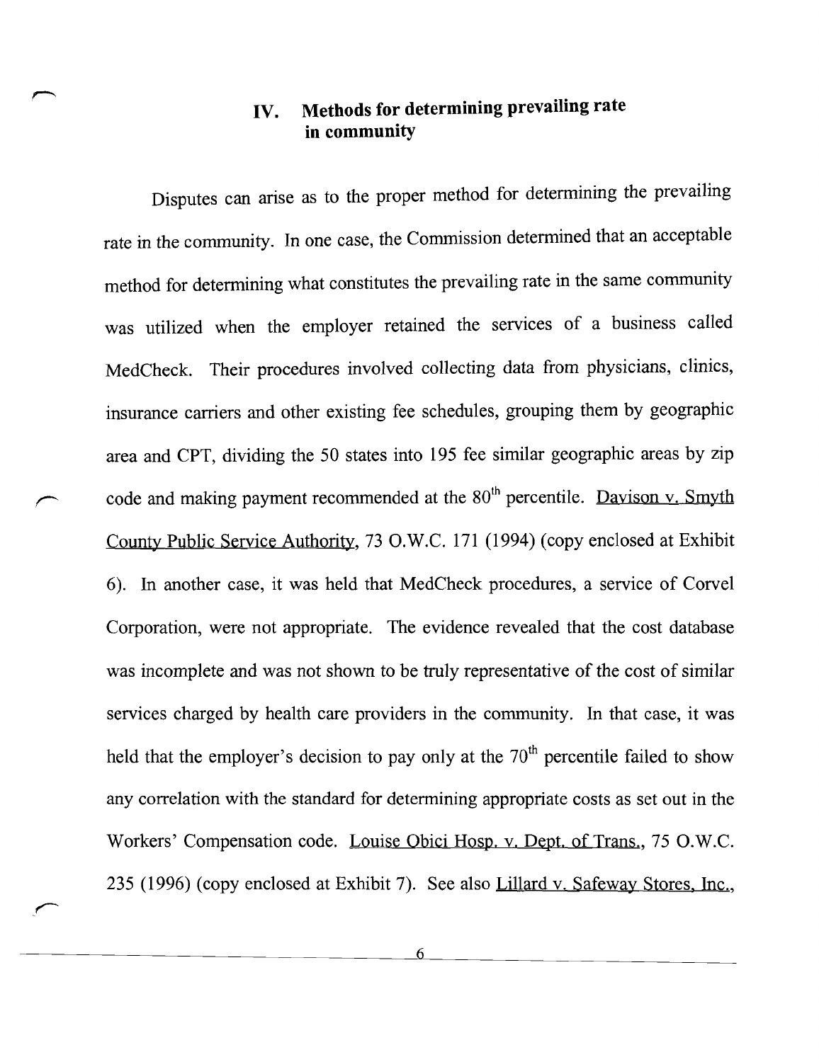## IV. Methods for determining prevailing rate in community

Disputes can arise as to the proper method for determining the prevailing rate in the community. In one case, the Commission determined that an acceptable method for determining what constitutes the prevailing rate in the same community was utilized when the employer retained the services of a business called MedCheck. Their procedures involved collecting data from physicians, clinics, insurance carriers and other existing fee schedules, grouping them by geographic area and CPT, dividing the 50 states into 195 fee similar geographic areas by zip code and making payment recommended at the 80th percentile. Davison v. Smyth County Public Service Authority, 73 O.W.C. 171 (1994) (copy enclosed at Exhibit 6). In another case, it was held that MedCheck procedures, a service of Corvel Corporation, were not appropriate. The evidence revealed that the cost database was incomplete and was not shown to be truly representative of the cost of similar services charged by health care providers in the community. In that case, it was held that the employer's decision to pay only at the 70th percentile failed to show any correlation with the standard for determining appropriate costs as set out in the Workers' Compensation code. Louise Obici Hosp. v. Dept. of Trans., 75 O.W.C. 235 (1996) (copy enclosed at Exhibit 7). See also Lillard v. Safeway Stores, Inc.,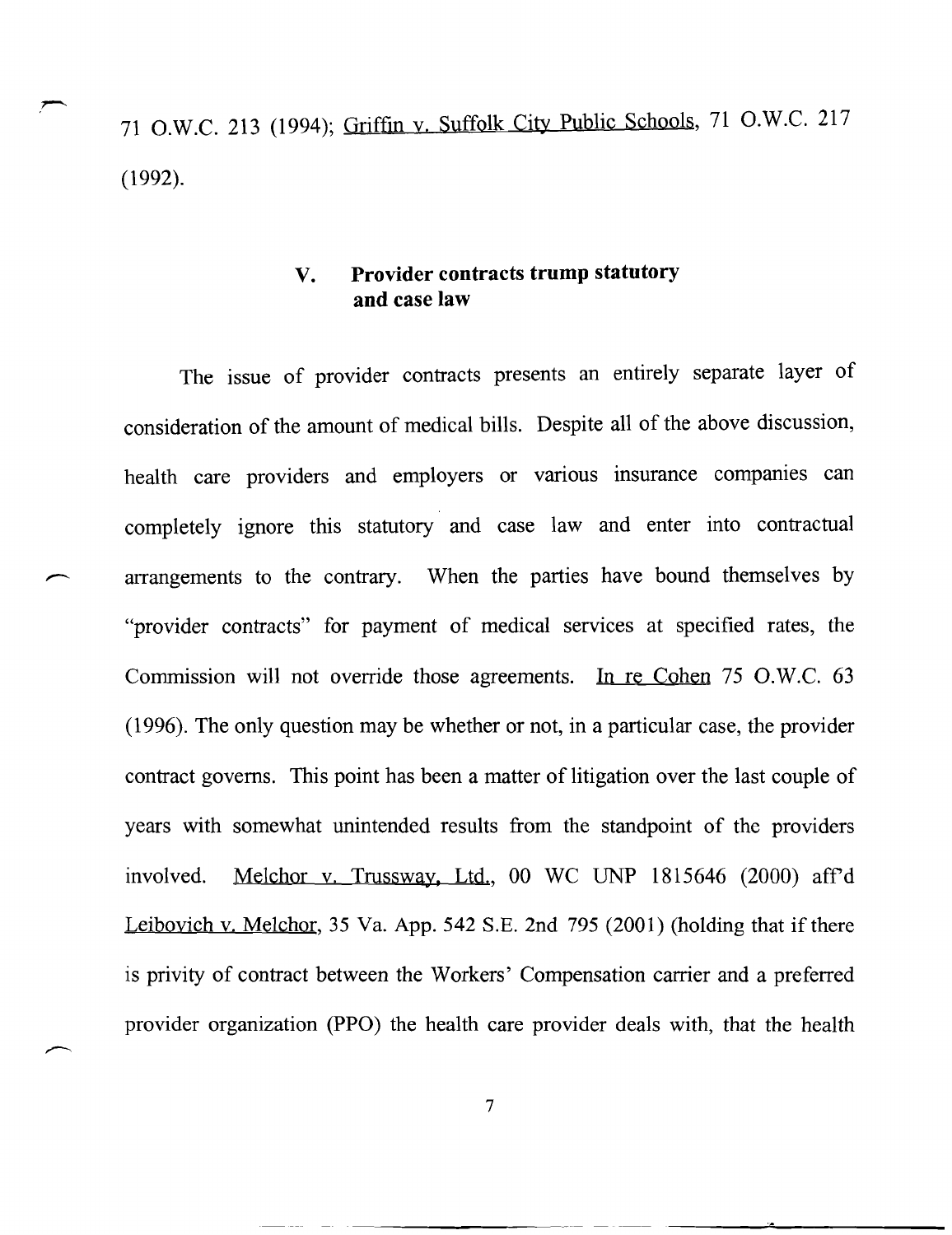71 O.W.C. 213 (1994); Griffin v. Suffolk City Public Schools, 71 O.W.C. 217 (1992).

## V. Provider contracts trump statutory and case law

The issue of provider contracts presents an entirely separate layer of consideration of the amount of medical bills. Despite all of the above discussion, health care providers and employers or various insurance companies can completely ignore this statutory and case law and enter into contractual arrangements to the contrary. When the parties have bound themselves by "provider contracts" for payment of medical services at specified rates, the Commission will not override those agreements. In re Cohen 75 O.W.C. 63 (1996). The only question may be whether or not, in a particular case, the provider contract governs. This point has been a matter of litigation over the last couple of years with somewhat unintended results from the standpoint of the providers involved. Melchor v. Trussway, Ltd., 00 WC UNP 1815646 (2000) aff'd Leibovich v. Melchor, 35 Va. App. 542 S.E. 2nd 795 (2001) (holding that if there is privity of contract between the Workers' Compensation carrier and a preferred provider organization (PPO) the health care provider deals with, that the health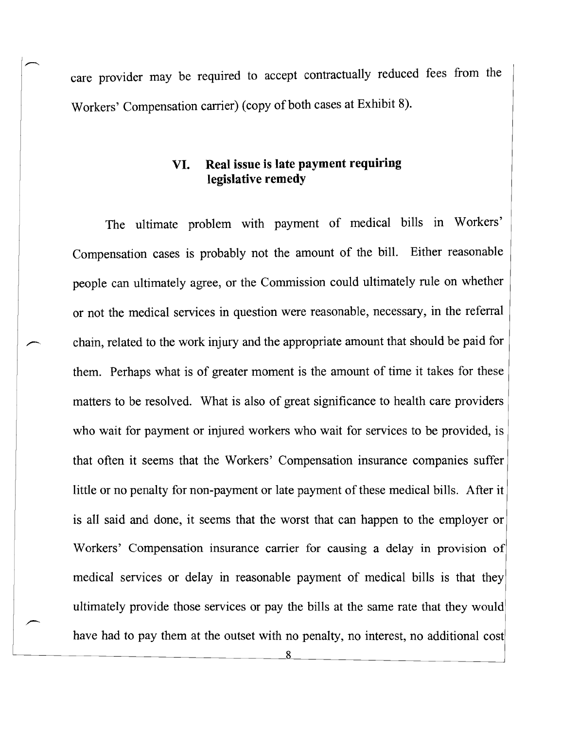care provider may be required to accept contractually reduced fees from the Workers' Compensation carrier) (copy of both cases at Exhibit 8).

## VI. Real issue is late payment requiring legislative remedy

The ultimate problem with payment of medical bills in Workers' Compensation cases is probably not the amount of the bill. Either reasonable people can ultimately agree, or the Commission could ultimately rule on whether or not the medical services in question were reasonable, necessary, in the referral chain, related to the work injury and the appropriate amount that should be paid for them. Perhaps what is of greater moment is the amount of time it takes for these matters to be resolved. What is also of great significance to health care providers who wait for payment or injured workers who wait for services to be provided, is that often it seems that the Workers' Compensation insurance companies suffer little or no penalty for non-payment or late payment of these medical bills. After it is all said and done, it seems that the worst that can happen to the employer or Workers' Compensation insurance carrier for causing a delay in provision of medical services or delay in reasonable payment of medical bills is that they ultimately provide those services or pay the bills at the same rate that they would have had to pay them at the outset with no penalty, no interest, no additional cost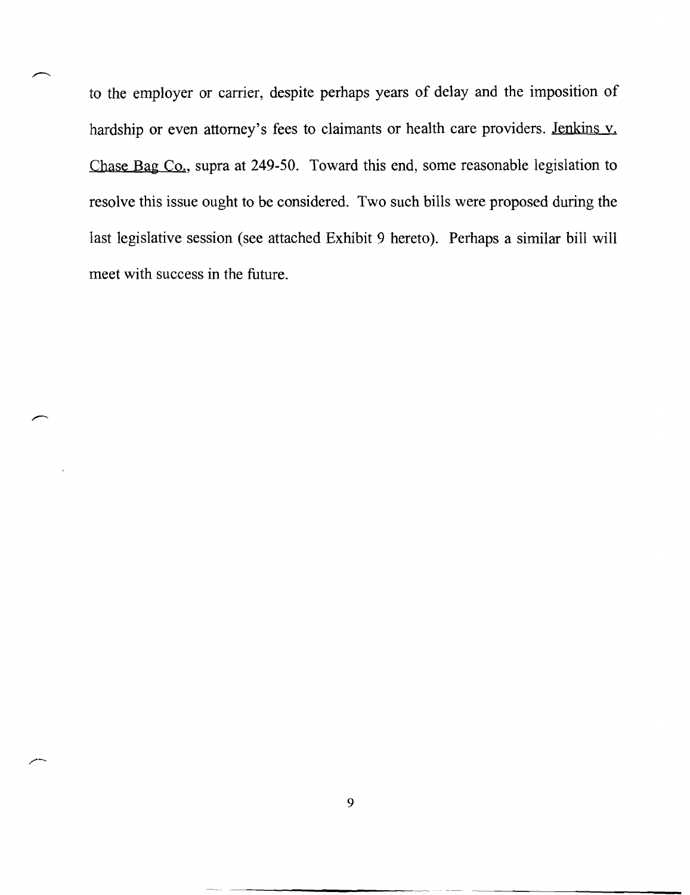to the employer or carrier, despite perhaps years of delay and the imposition of hardship or even attorney's fees to claimants or health care providers. Jenkins v. Chase Bag Co., supra at 249-50. Toward this end, some reasonable legislation to resolve this issue ought to be considered. Two such bills were proposed during the last legislative session (see attached Exhibit 9 hereto). Perhaps a similar bill will meet with success in the future.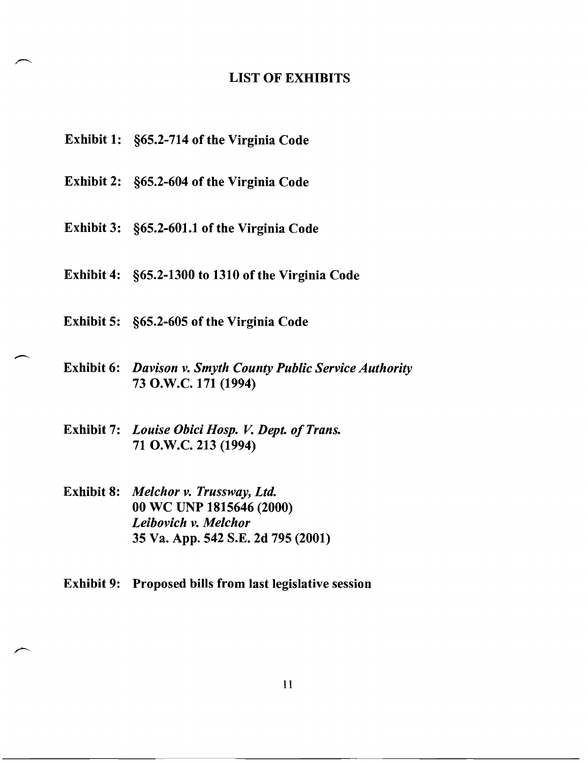# LIST OF EXHIBITS

**Exhibit 1: §65.2-714 of the Virginia Code**

**Exhibit 2: §65.2-604 of the Virginia Code**

**Exhibit 3: §65.2-601.1 of the Virginia Code**

**Exhibit 4: §65.2-1300 to 1310 of the Virginia Code**

**Exhibit 5: §65.2-605 of the Virginia Code**

**Exhibit 6: *Davison v. Smyth County Public Service Authority* 73 O.W.C. 171 (1994)**

**Exhibit 7: *Louise Obici Hosp. V. Dept. of Trans.* 71 O.W.C. 213 (1994)**

**Exhibit 8: *Melchor v. Trussway, Ltd.* 00 WC UNP 1815646 (2000) *Leibovich v. Melchor* 35 Va. App. 542 S.E. 2d 795 (2001)**

**Exhibit 9: Proposed bills from last legislative session**